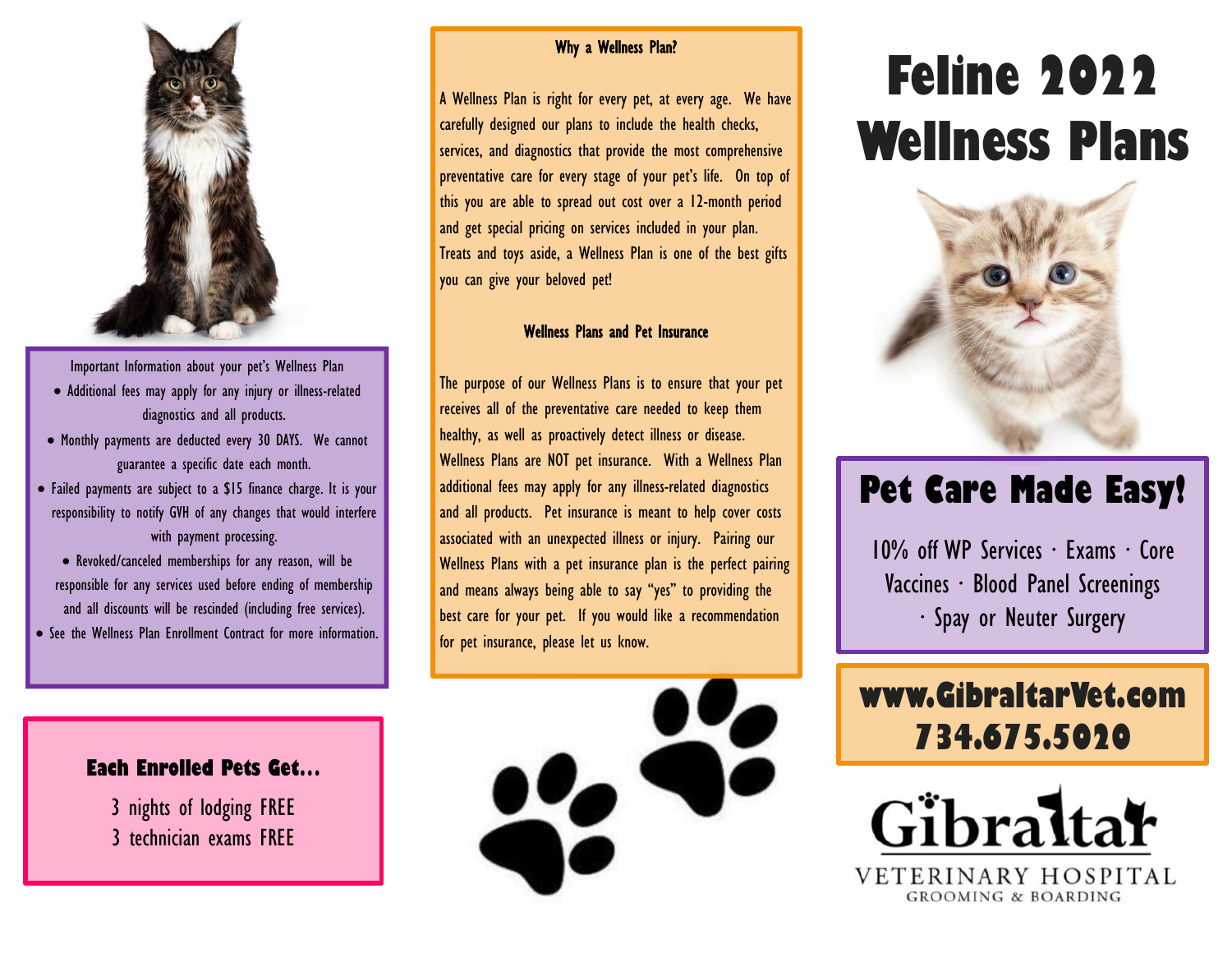# Feline 2022 Wellness Plans

## Pet Care Made Easy!

10% off WP Services · Exams · Core Vaccines · Blood Panel Screenings · Spay or Neuter Surgery

**www.GibraltarVet.com**
**734.675.5020**

Gibraltar
VETERINARY HOSPITAL
GROOMING & BOARDING

### Why a Wellness Plan?

A Wellness Plan is right for every pet, at every age. We have carefully designed our plans to include the health checks, services, and diagnostics that provide the most comprehensive preventative care for every stage of your pet's life. On top of this you are able to spread out cost over a 12-month period and get special pricing on services included in your plan. Treats and toys aside, a Wellness Plan is one of the best gifts you can give your beloved pet!

### Wellness Plans and Pet Insurance

The purpose of our Wellness Plans is to ensure that your pet receives all of the preventative care needed to keep them healthy, as well as proactively detect illness or disease. Wellness Plans are NOT pet insurance. With a Wellness Plan additional fees may apply for any illness-related diagnostics and all products. Pet insurance is meant to help cover costs associated with an unexpected illness or injury. Pairing our Wellness Plans with a pet insurance plan is the perfect pairing and means always being able to say "yes" to providing the best care for your pet. If you would like a recommendation for pet insurance, please let us know.

Important Information about your pet's Wellness Plan

- Additional fees may apply for any injury or illness-related diagnostics and all products.
- Monthly payments are deducted every 30 DAYS. We cannot guarantee a specific date each month.
- Failed payments are subject to a $15 finance charge. It is your responsibility to notify GVH of any changes that would interfere with payment processing.
- Revoked/canceled memberships for any reason, will be responsible for any services used before ending of membership and all discounts will be rescinded (including free services).
- See the Wellness Plan Enrollment Contract for more information.

### Each Enrolled Pets Get...

3 nights of lodging FREE
3 technician exams FREE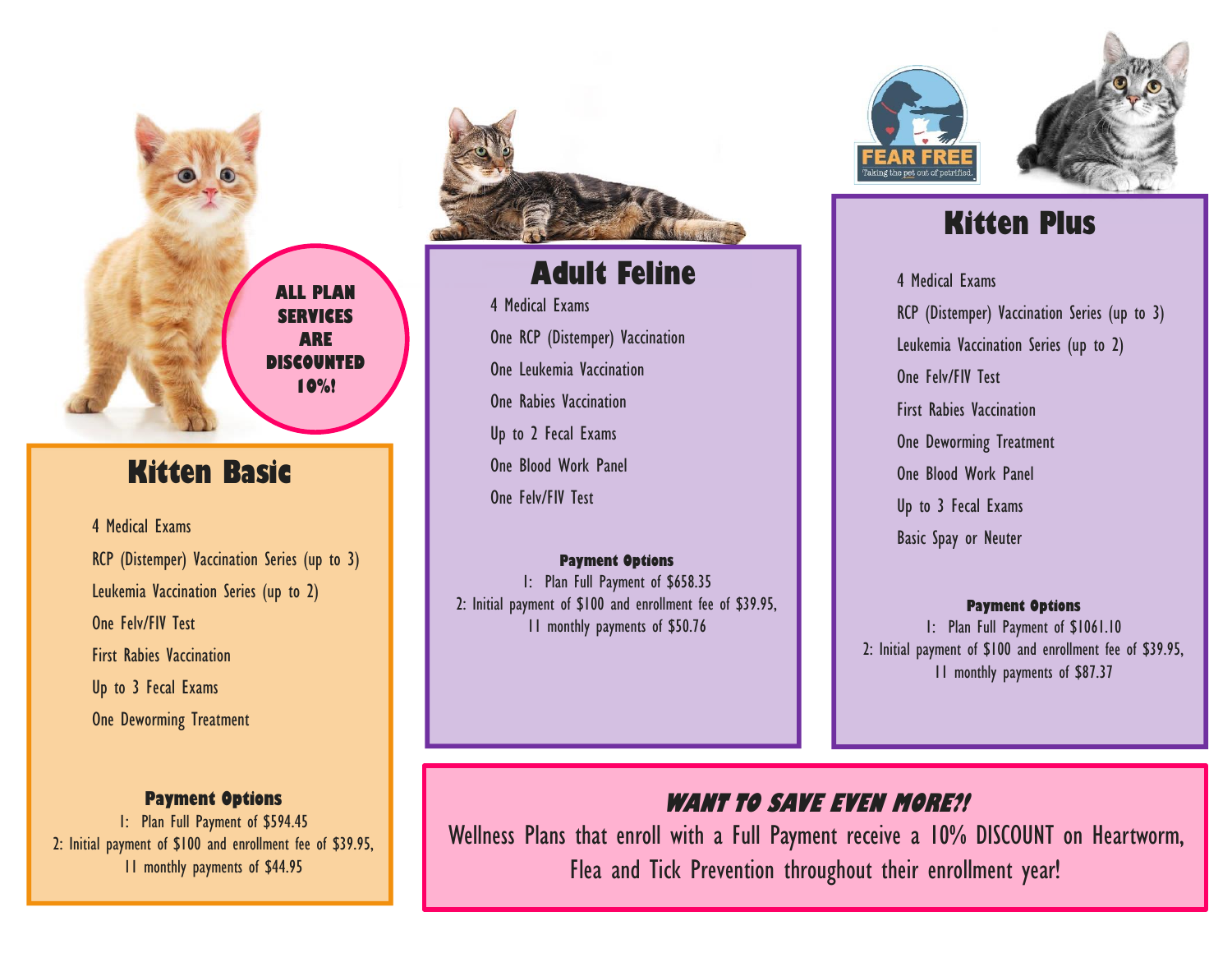**ALL PLAN SERVICES ARE DISCOUNTED 10%!**

## Kitten Basic

- 4 Medical Exams
- RCP (Distemper) Vaccination Series (up to 3)
- Leukemia Vaccination Series (up to 2)
- One Felv/FIV Test
- First Rabies Vaccination
- Up to 3 Fecal Exams
- One Deworming Treatment

**Payment Options**

1: Plan Full Payment of $594.45

2: Initial payment of $100 and enrollment fee of $39.95, 11 monthly payments of $44.95

## Adult Feline

- 4 Medical Exams
- One RCP (Distemper) Vaccination
- One Leukemia Vaccination
- One Rabies Vaccination
- Up to 2 Fecal Exams
- One Blood Work Panel
- One Felv/FIV Test

**Payment Options**

1: Plan Full Payment of $658.35

2: Initial payment of $100 and enrollment fee of $39.95, 11 monthly payments of $50.76

FEAR FREE

Taking the pet out of petrified.

## Kitten Plus

- 4 Medical Exams
- RCP (Distemper) Vaccination Series (up to 3)
- Leukemia Vaccination Series (up to 2)
- One Felv/FIV Test
- First Rabies Vaccination
- One Deworming Treatment
- One Blood Work Panel
- Up to 3 Fecal Exams
- Basic Spay or Neuter

**Payment Options**

1: Plan Full Payment of $1061.10

2: Initial payment of $100 and enrollment fee of $39.95, 11 monthly payments of $87.37

***WANT TO SAVE EVEN MORE?!***

Wellness Plans that enroll with a Full Payment receive a 10% DISCOUNT on Heartworm, Flea and Tick Prevention throughout their enrollment year!